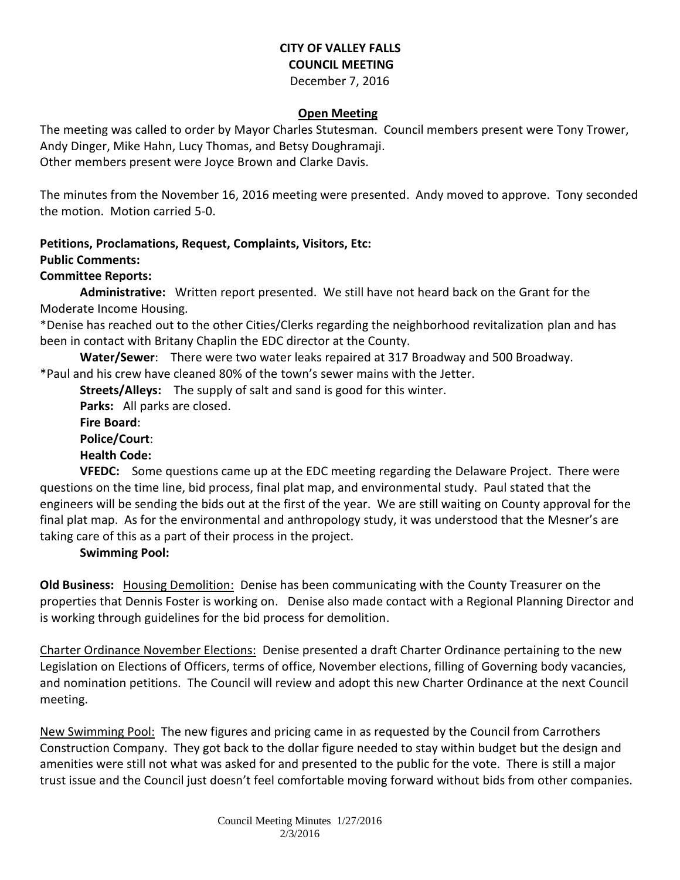# CITY OF VALLEY FALLS
## COUNCIL MEETING
December 7, 2016

### Open Meeting

The meeting was called to order by Mayor Charles Stutesman. Council members present were Tony Trower, Andy Dinger, Mike Hahn, Lucy Thomas, and Betsy Doughramaji.
Other members present were Joyce Brown and Clarke Davis.

The minutes from the November 16, 2016 meeting were presented. Andy moved to approve. Tony seconded the motion. Motion carried 5-0.

**Petitions, Proclamations, Request, Complaints, Visitors, Etc:**
**Public Comments:**
**Committee Reports:**

**Administrative:** Written report presented. We still have not heard back on the Grant for the Moderate Income Housing.
*Denise has reached out to the other Cities/Clerks regarding the neighborhood revitalization plan and has been in contact with Britany Chaplin the EDC director at the County.

**Water/Sewer**: There were two water leaks repaired at 317 Broadway and 500 Broadway.
*Paul and his crew have cleaned 80% of the town's sewer mains with the Jetter.

**Streets/Alleys:** The supply of salt and sand is good for this winter.

**Parks:** All parks are closed.

**Fire Board**:

**Police/Court**:

**Health Code:**

**VFEDC:** Some questions came up at the EDC meeting regarding the Delaware Project. There were questions on the time line, bid process, final plat map, and environmental study. Paul stated that the engineers will be sending the bids out at the first of the year. We are still waiting on County approval for the final plat map. As for the environmental and anthropology study, it was understood that the Mesner's are taking care of this as a part of their process in the project.

**Swimming Pool:**

**Old Business:** Housing Demolition: Denise has been communicating with the County Treasurer on the properties that Dennis Foster is working on. Denise also made contact with a Regional Planning Director and is working through guidelines for the bid process for demolition.

Charter Ordinance November Elections: Denise presented a draft Charter Ordinance pertaining to the new Legislation on Elections of Officers, terms of office, November elections, filling of Governing body vacancies, and nomination petitions. The Council will review and adopt this new Charter Ordinance at the next Council meeting.

New Swimming Pool: The new figures and pricing came in as requested by the Council from Carrothers Construction Company. They got back to the dollar figure needed to stay within budget but the design and amenities were still not what was asked for and presented to the public for the vote. There is still a major trust issue and the Council just doesn't feel comfortable moving forward without bids from other companies.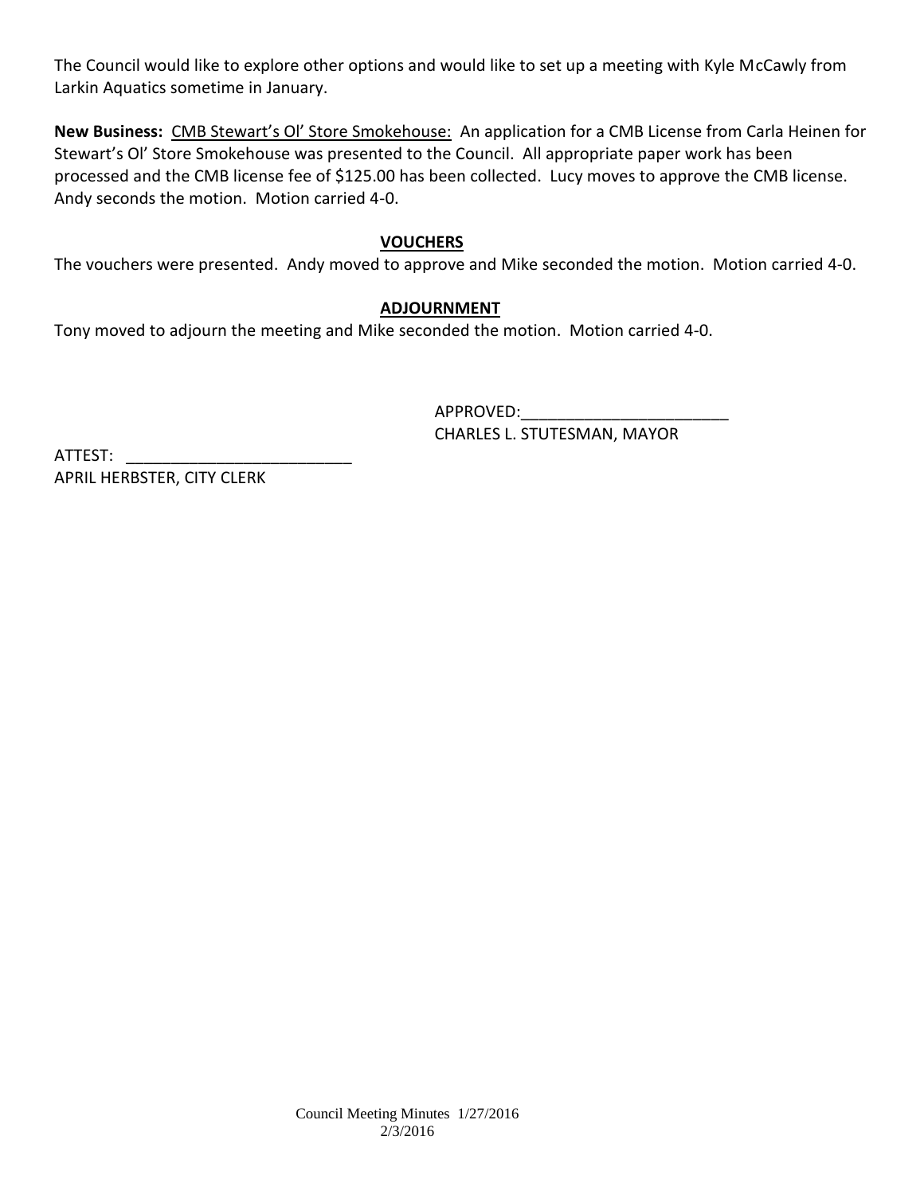The Council would like to explore other options and would like to set up a meeting with Kyle McCawly from Larkin Aquatics sometime in January.

**New Business:** CMB Stewart's Ol' Store Smokehouse: An application for a CMB License from Carla Heinen for Stewart's Ol' Store Smokehouse was presented to the Council. All appropriate paper work has been processed and the CMB license fee of $125.00 has been collected. Lucy moves to approve the CMB license. Andy seconds the motion. Motion carried 4-0.

## VOUCHERS

The vouchers were presented. Andy moved to approve and Mike seconded the motion. Motion carried 4-0.

## ADJOURNMENT

Tony moved to adjourn the meeting and Mike seconded the motion. Motion carried 4-0.

APPROVED:_______________________
CHARLES L. STUTESMAN, MAYOR

ATTEST: _________________________
APRIL HERBSTER, CITY CLERK

Council Meeting Minutes 1/27/2016
2/3/2016